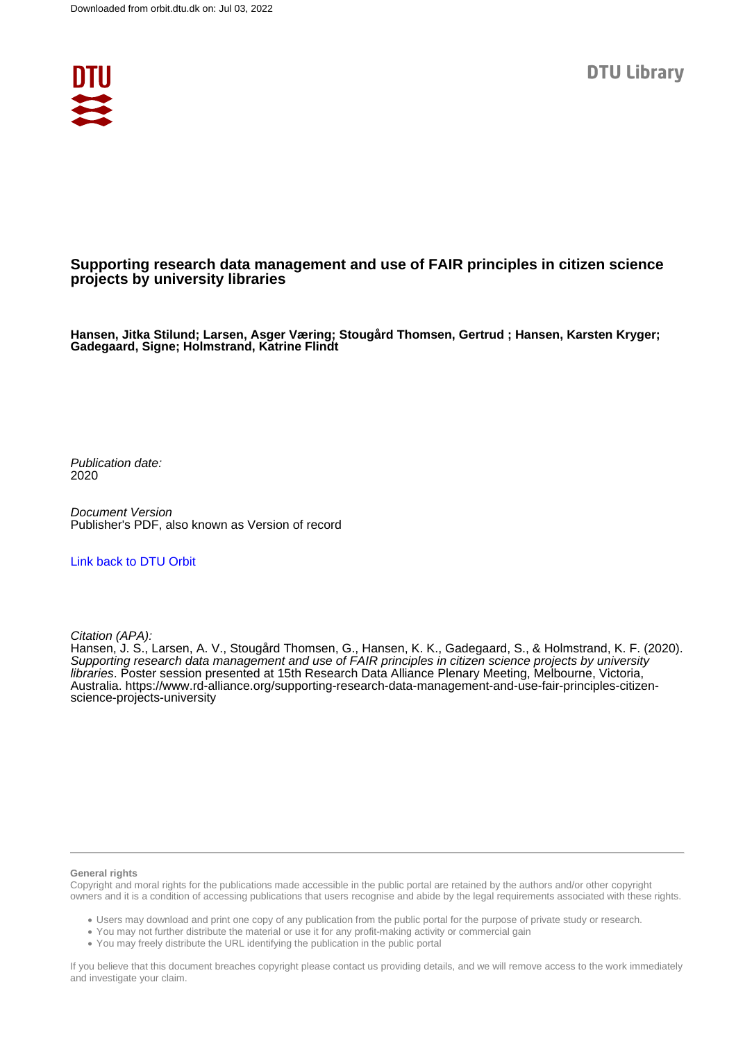Downloaded from orbit.dtu.dk on: Jul 03, 2022

DTU Library

# Supporting research data management and use of FAIR principles in citizen science projects by university libraries

**Hansen, Jitka Stilund; Larsen, Asger Væring; Stougård Thomsen, Gertrud ; Hansen, Karsten Kryger; Gadegaard, Signe; Holmstrand, Katrine Flindt**

*Publication date:*
2020

*Document Version*
Publisher's PDF, also known as Version of record

[Link back to DTU Orbit](https://orbit.dtu.dk)

*Citation (APA):*
Hansen, J. S., Larsen, A. V., Stougård Thomsen, G., Hansen, K. K., Gadegaard, S., & Holmstrand, K. F. (2020). *Supporting research data management and use of FAIR principles in citizen science projects by university libraries*. Poster session presented at 15th Research Data Alliance Plenary Meeting, Melbourne, Victoria, Australia. https://www.rd-alliance.org/supporting-research-data-management-and-use-fair-principles-citizen-science-projects-university

**General rights**
Copyright and moral rights for the publications made accessible in the public portal are retained by the authors and/or other copyright owners and it is a condition of accessing publications that users recognise and abide by the legal requirements associated with these rights.

- Users may download and print one copy of any publication from the public portal for the purpose of private study or research.
- You may not further distribute the material or use it for any profit-making activity or commercial gain
- You may freely distribute the URL identifying the publication in the public portal

If you believe that this document breaches copyright please contact us providing details, and we will remove access to the work immediately and investigate your claim.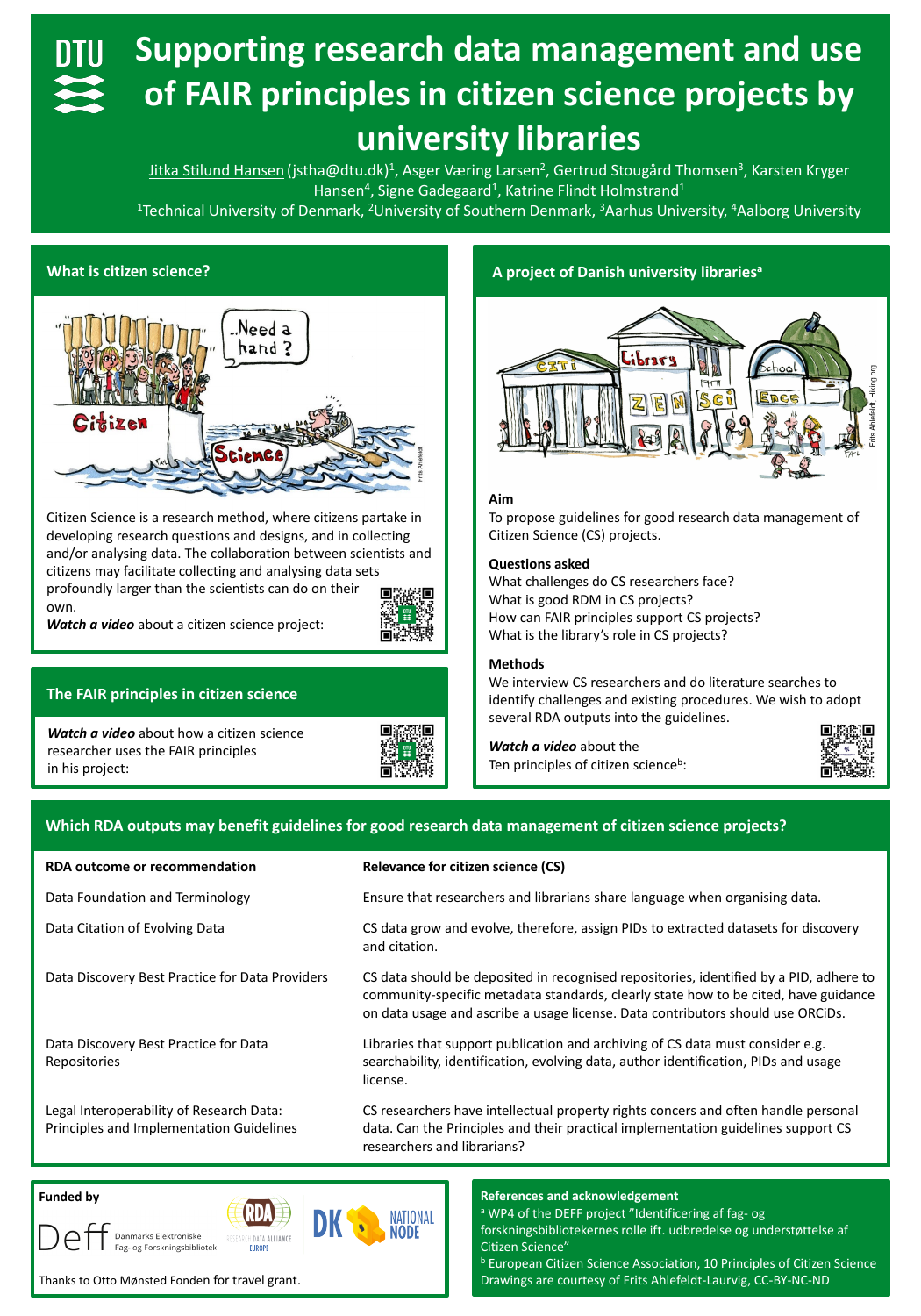# Supporting research data management and use of FAIR principles in citizen science projects by university libraries

Jitka Stilund Hansen (jstha@dtu.dk)[1], Asger Væring Larsen[2], Gertrud Stougård Thomsen[3], Karsten Kryger Hansen[4], Signe Gadegaard[1], Katrine Flindt Holmstrand[1]

[1]Technical University of Denmark, [2]University of Southern Denmark, [3]Aarhus University, [4]Aalborg University

## What is citizen science?

Citizen Science is a research method, where citizens partake in developing research questions and designs, and in collecting and/or analysing data. The collaboration between scientists and citizens may facilitate collecting and analysing data sets profoundly larger than the scientists can do on their own.

***Watch a video*** about a citizen science project:

## The FAIR principles in citizen science

***Watch a video*** about how a citizen science researcher uses the FAIR principles in his project:

## A project of Danish university libraries[a]

### Aim

To propose guidelines for good research data management of Citizen Science (CS) projects.

### Questions asked

What challenges do CS researchers face?
What is good RDM in CS projects?
How can FAIR principles support CS projects?
What is the library's role in CS projects?

### Methods

We interview CS researchers and do literature searches to identify challenges and existing procedures. We wish to adopt several RDA outputs into the guidelines.

***Watch a video*** about the Ten principles of citizen science[b]:

## Which RDA outputs may benefit guidelines for good research data management of citizen science projects?

| RDA outcome or recommendation | Relevance for citizen science (CS) |
|---|---|
| Data Foundation and Terminology | Ensure that researchers and librarians share language when organising data. |
| Data Citation of Evolving Data | CS data grow and evolve, therefore, assign PIDs to extracted datasets for discovery and citation. |
| Data Discovery Best Practice for Data Providers | CS data should be deposited in recognised repositories, identified by a PID, adhere to community-specific metadata standards, clearly state how to be cited, have guidance on data usage and ascribe a usage license. Data contributors should use ORCiDs. |
| Data Discovery Best Practice for Data Repositories | Libraries that support publication and archiving of CS data must consider e.g. searchability, identification, evolving data, author identification, PIDs and usage license. |
| Legal Interoperability of Research Data: Principles and Implementation Guidelines | CS researchers have intellectual property rights concers and often handle personal data. Can the Principles and their practical implementation guidelines support CS researchers and librarians? |

## Funded by

Deff – Danmarks Elektroniske Fag- og Forskningsbibliotek; RDA Research Data Alliance Europe; DK National Node

Thanks to Otto Mønsted Fonden for travel grant.

## References and acknowledgement

[a] WP4 of the DEFF project "Identificering af fag- og forskningsbibliotekernes rolle ift. udbredelse og understøttelse af Citizen Science"

[b] European Citizen Science Association, 10 Principles of Citizen Science

Drawings are courtesy of Frits Ahlefeldt-Laurvig, CC-BY-NC-ND